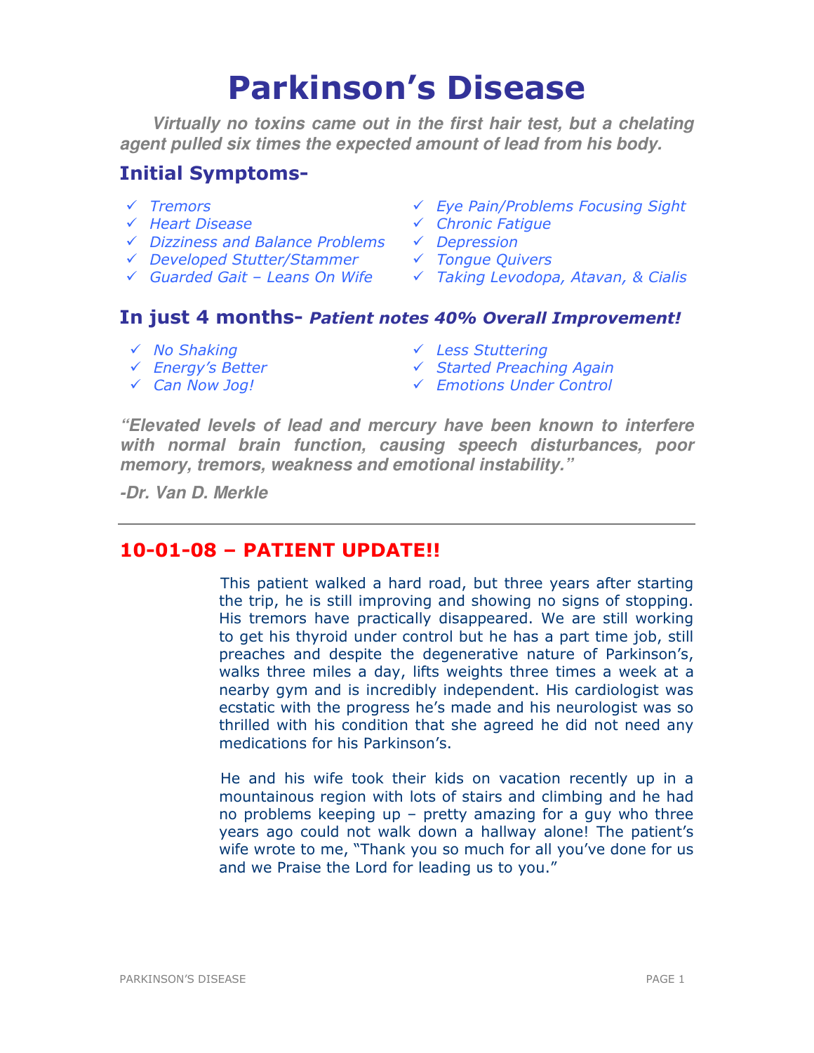# Parkinson's Disease

***Virtually no toxins came out in the first hair test, but a chelating agent pulled six times the expected amount of lead from his body.***

## Initial Symptoms-

- *Tremors*
- *Heart Disease*
- *Dizziness and Balance Problems*
- *Developed Stutter/Stammer*
- *Guarded Gait – Leans On Wife*
- *Eye Pain/Problems Focusing Sight*
- *Chronic Fatigue*
- *Depression*
- *Tongue Quivers*
- *Taking Levodopa, Atavan, & Cialis*

## In just 4 months- *Patient notes 40% Overall Improvement!*

- *No Shaking*
- *Energy's Better*
- *Can Now Jog!*
- *Less Stuttering*
- *Started Preaching Again*
- *Emotions Under Control*

***"Elevated levels of lead and mercury have been known to interfere with normal brain function, causing speech disturbances, poor memory, tremors, weakness and emotional instability."***

***-Dr. Van D. Merkle***

---

## 10-01-08 – PATIENT UPDATE!!

This patient walked a hard road, but three years after starting the trip, he is still improving and showing no signs of stopping. His tremors have practically disappeared. We are still working to get his thyroid under control but he has a part time job, still preaches and despite the degenerative nature of Parkinson's, walks three miles a day, lifts weights three times a week at a nearby gym and is incredibly independent. His cardiologist was ecstatic with the progress he's made and his neurologist was so thrilled with his condition that she agreed he did not need any medications for his Parkinson's.

He and his wife took their kids on vacation recently up in a mountainous region with lots of stairs and climbing and he had no problems keeping up – pretty amazing for a guy who three years ago could not walk down a hallway alone! The patient's wife wrote to me, "Thank you so much for all you've done for us and we Praise the Lord for leading us to you."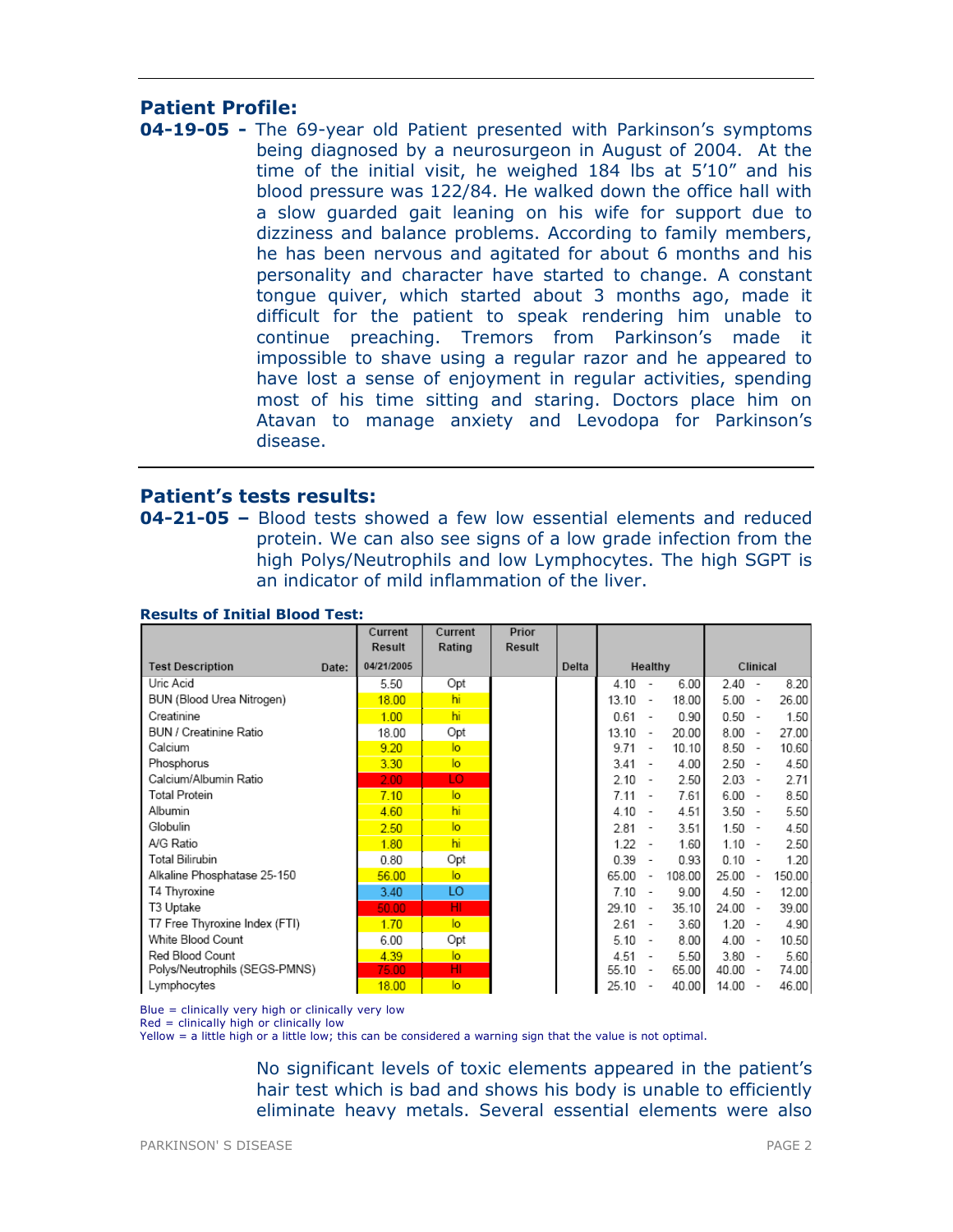## Patient Profile:

**04-19-05 -** The 69-year old Patient presented with Parkinson's symptoms being diagnosed by a neurosurgeon in August of 2004. At the time of the initial visit, he weighed 184 lbs at 5'10" and his blood pressure was 122/84. He walked down the office hall with a slow guarded gait leaning on his wife for support due to dizziness and balance problems. According to family members, he has been nervous and agitated for about 6 months and his personality and character have started to change. A constant tongue quiver, which started about 3 months ago, made it difficult for the patient to speak rendering him unable to continue preaching. Tremors from Parkinson's made it impossible to shave using a regular razor and he appeared to have lost a sense of enjoyment in regular activities, spending most of his time sitting and staring. Doctors place him on Atavan to manage anxiety and Levodopa for Parkinson's disease.

## Patient's tests results:

**04-21-05 –** Blood tests showed a few low essential elements and reduced protein. We can also see signs of a low grade infection from the high Polys/Neutrophils and low Lymphocytes. The high SGPT is an indicator of mild inflammation of the liver.

**Results of Initial Blood Test:**

| Test Description | Current Result 04/21/2005 | Current Rating | Prior Result | Delta | Healthy | Clinical |
|---|---|---|---|---|---|---|
| Uric Acid | 5.50 | Opt | | | 4.10 - 6.00 | 2.40 - 8.20 |
| BUN (Blood Urea Nitrogen) | 18.00 | hi | | | 13.10 - 18.00 | 5.00 - 26.00 |
| Creatinine | 1.00 | hi | | | 0.61 - 0.90 | 0.50 - 1.50 |
| BUN / Creatinine Ratio | 18.00 | Opt | | | 13.10 - 20.00 | 8.00 - 27.00 |
| Calcium | 9.20 | lo | | | 9.71 - 10.10 | 8.50 - 10.60 |
| Phosphorus | 3.30 | lo | | | 3.41 - 4.00 | 2.50 - 4.50 |
| Calcium/Albumin Ratio | 2.00 | LO | | | 2.10 - 2.50 | 2.03 - 2.71 |
| Total Protein | 7.10 | lo | | | 7.11 - 7.61 | 6.00 - 8.50 |
| Albumin | 4.60 | hi | | | 4.10 - 4.51 | 3.50 - 5.50 |
| Globulin | 2.50 | lo | | | 2.81 - 3.51 | 1.50 - 4.50 |
| A/G Ratio | 1.80 | hi | | | 1.22 - 1.60 | 1.10 - 2.50 |
| Total Bilirubin | 0.80 | Opt | | | 0.39 - 0.93 | 0.10 - 1.20 |
| Alkaline Phosphatase 25-150 | 56.00 | lo | | | 65.00 - 108.00 | 25.00 - 150.00 |
| T4 Thyroxine | 3.40 | LO | | | 7.10 - 9.00 | 4.50 - 12.00 |
| T3 Uptake | 50.00 | HI | | | 29.10 - 35.10 | 24.00 - 39.00 |
| T7 Free Thyroxine Index (FTI) | 1.70 | lo | | | 2.61 - 3.60 | 1.20 - 4.90 |
| White Blood Count | 6.00 | Opt | | | 5.10 - 8.00 | 4.00 - 10.50 |
| Red Blood Count | 4.39 | lo | | | 4.51 - 5.50 | 3.80 - 5.60 |
| Polys/Neutrophils (SEGS-PMNS) | 75.00 | HI | | | 55.10 - 65.00 | 40.00 - 74.00 |
| Lymphocytes | 18.00 | lo | | | 25.10 - 40.00 | 14.00 - 46.00 |

Blue = clinically very high or clinically very low
Red = clinically high or clinically low
Yellow = a little high or a little low; this can be considered a warning sign that the value is not optimal.

No significant levels of toxic elements appeared in the patient's hair test which is bad and shows his body is unable to efficiently eliminate heavy metals. Several essential elements were also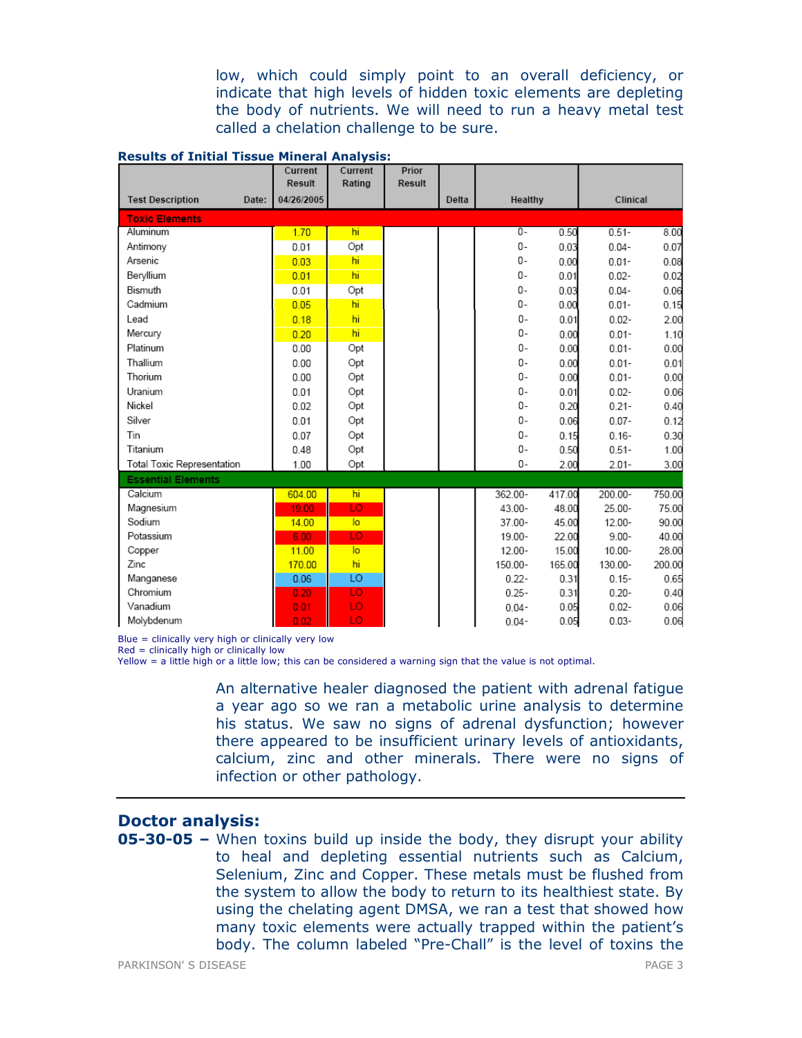low, which could simply point to an overall deficiency, or indicate that high levels of hidden toxic elements are depleting the body of nutrients. We will need to run a heavy metal test called a chelation challenge to be sure.

**Results of Initial Tissue Mineral Analysis:**

| Test Description Date: | Current Result 04/26/2005 | Current Rating | Prior Result | Delta | Healthy | | Clinical | |
|---|---|---|---|---|---|---|---|---|
| **Toxic Elements** | | | | | | | | |
| Aluminum | 1.70 | hi | | | 0- | 0.50 | 0.51- | 8.00 |
| Antimony | 0.01 | Opt | | | 0- | 0.03 | 0.04- | 0.07 |
| Arsenic | 0.03 | hi | | | 0- | 0.00 | 0.01- | 0.08 |
| Beryllium | 0.01 | hi | | | 0- | 0.01 | 0.02- | 0.02 |
| Bismuth | 0.01 | Opt | | | 0- | 0.03 | 0.04- | 0.06 |
| Cadmium | 0.05 | hi | | | 0- | 0.00 | 0.01- | 0.15 |
| Lead | 0.18 | hi | | | 0- | 0.01 | 0.02- | 2.00 |
| Mercury | 0.20 | hi | | | 0- | 0.00 | 0.01- | 1.10 |
| Platinum | 0.00 | Opt | | | 0- | 0.00 | 0.01- | 0.00 |
| Thallium | 0.00 | Opt | | | 0- | 0.00 | 0.01- | 0.01 |
| Thorium | 0.00 | Opt | | | 0- | 0.00 | 0.01- | 0.00 |
| Uranium | 0.01 | Opt | | | 0- | 0.01 | 0.02- | 0.06 |
| Nickel | 0.02 | Opt | | | 0- | 0.20 | 0.21- | 0.40 |
| Silver | 0.01 | Opt | | | 0- | 0.06 | 0.07- | 0.12 |
| Tin | 0.07 | Opt | | | 0- | 0.15 | 0.16- | 0.30 |
| Titanium | 0.48 | Opt | | | 0- | 0.50 | 0.51- | 1.00 |
| Total Toxic Representation | 1.00 | Opt | | | 0- | 2.00 | 2.01- | 3.00 |
| **Essential Elements** | | | | | | | | |
| Calcium | 604.00 | hi | | | 362.00- | 417.00 | 200.00- | 750.00 |
| Magnesium | 19.00 | LO | | | 43.00- | 48.00 | 25.00- | 75.00 |
| Sodium | 14.00 | lo | | | 37.00- | 45.00 | 12.00- | 90.00 |
| Potassium | 6.00 | LO | | | 19.00- | 22.00 | 9.00- | 40.00 |
| Copper | 11.00 | lo | | | 12.00- | 15.00 | 10.00- | 28.00 |
| Zinc | 170.00 | hi | | | 150.00- | 165.00 | 130.00- | 200.00 |
| Manganese | 0.06 | LO | | | 0.22- | 0.31 | 0.15- | 0.65 |
| Chromium | 0.20 | LO | | | 0.25- | 0.31 | 0.20- | 0.40 |
| Vanadium | 0.01 | LO | | | 0.04- | 0.05 | 0.02- | 0.06 |
| Molybdenum | 0.02 | LO | | | 0.04- | 0.05 | 0.03- | 0.06 |

Blue = clinically very high or clinically very low
Red = clinically high or clinically low
Yellow = a little high or a little low; this can be considered a warning sign that the value is not optimal.

An alternative healer diagnosed the patient with adrenal fatigue a year ago so we ran a metabolic urine analysis to determine his status. We saw no signs of adrenal dysfunction; however there appeared to be insufficient urinary levels of antioxidants, calcium, zinc and other minerals. There were no signs of infection or other pathology.

---

## Doctor analysis:

**05-30-05 –** When toxins build up inside the body, they disrupt your ability to heal and depleting essential nutrients such as Calcium, Selenium, Zinc and Copper. These metals must be flushed from the system to allow the body to return to its healthiest state. By using the chelating agent DMSA, we ran a test that showed how many toxic elements were actually trapped within the patient's body. The column labeled "Pre-Chall" is the level of toxins the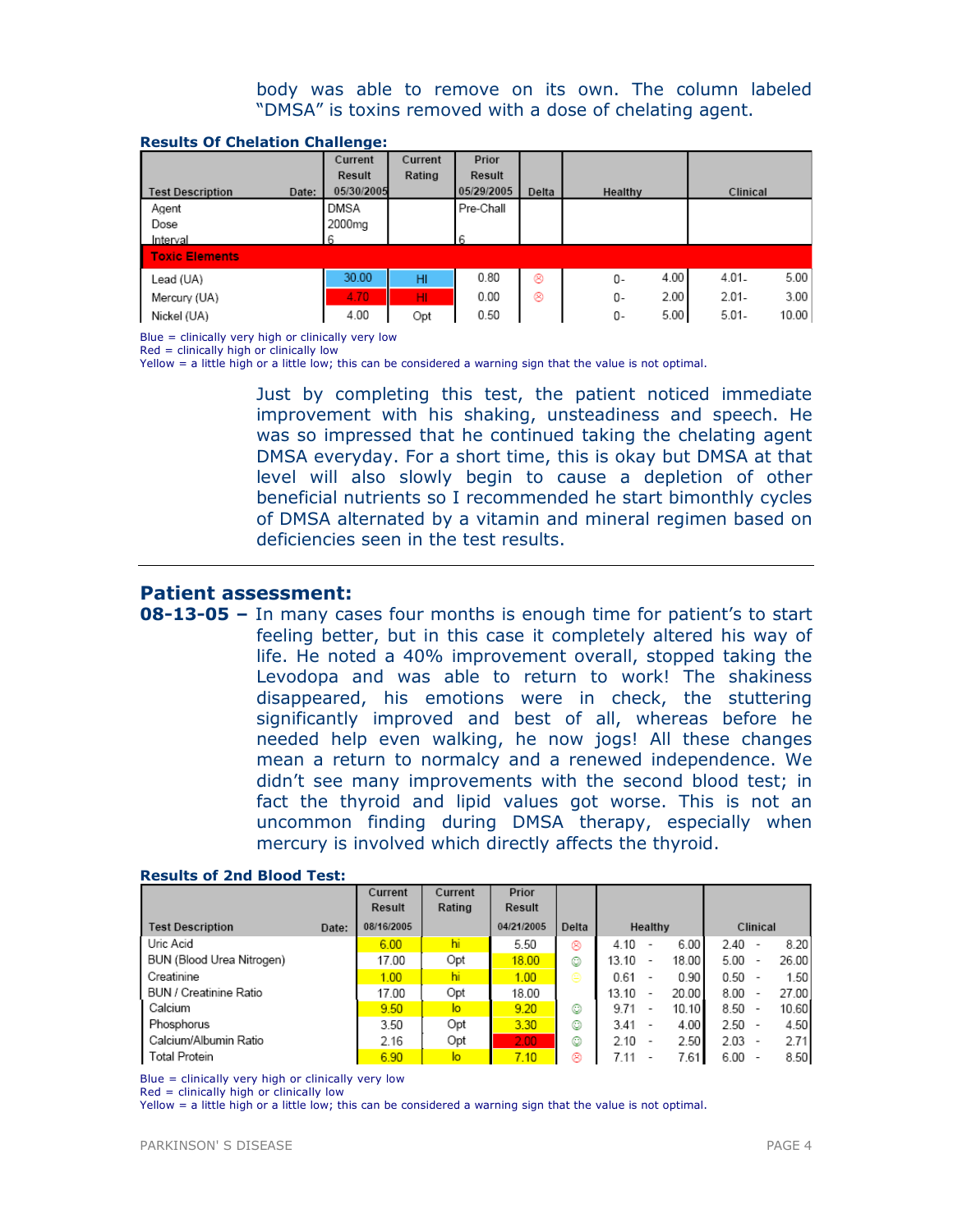body was able to remove on its own. The column labeled "DMSA" is toxins removed with a dose of chelating agent.

**Results Of Chelation Challenge:**

| Test Description Date: | Current Result 05/30/2005 | Current Rating | Prior Result 05/29/2005 | Delta | Healthy | | Clinical | |
|---|---|---|---|---|---|---|---|---|
| Agent | DMSA | | Pre-Chall | | | | | |
| Dose | 2000mg | | | | | | | |
| Interval | 6 | | 6 | | | | | |
| **Toxic Elements** | | | | | | | | |
| Lead (UA) | 30.00 | HI | 0.80 | ☹ | 0- | 4.00 | 4.01- | 5.00 |
| Mercury (UA) | 4.70 | HI | 0.00 | ☹ | 0- | 2.00 | 2.01- | 3.00 |
| Nickel (UA) | 4.00 | Opt | 0.50 | | 0- | 5.00 | 5.01- | 10.00 |

Blue = clinically very high or clinically very low
Red = clinically high or clinically low
Yellow = a little high or a little low; this can be considered a warning sign that the value is not optimal.

Just by completing this test, the patient noticed immediate improvement with his shaking, unsteadiness and speech. He was so impressed that he continued taking the chelating agent DMSA everyday. For a short time, this is okay but DMSA at that level will also slowly begin to cause a depletion of other beneficial nutrients so I recommended he start bimonthly cycles of DMSA alternated by a vitamin and mineral regimen based on deficiencies seen in the test results.

---

## Patient assessment:

**08-13-05 –** In many cases four months is enough time for patient's to start feeling better, but in this case it completely altered his way of life. He noted a 40% improvement overall, stopped taking the Levodopa and was able to return to work! The shakiness disappeared, his emotions were in check, the stuttering significantly improved and best of all, whereas before he needed help even walking, he now jogs! All these changes mean a return to normalcy and a renewed independence. We didn't see many improvements with the second blood test; in fact the thyroid and lipid values got worse. This is not an uncommon finding during DMSA therapy, especially when mercury is involved which directly affects the thyroid.

**Results of 2nd Blood Test:**

| Test Description Date: | Current Result 08/16/2005 | Current Rating | Prior Result 04/21/2005 | Delta | Healthy | | | Clinical | | |
|---|---|---|---|---|---|---|---|---|---|---|
| Uric Acid | 6.00 | hi | 5.50 | ☹ | 4.10 | - | 6.00 | 2.40 | - | 8.20 |
| BUN (Blood Urea Nitrogen) | 17.00 | Opt | 18.00 | ☺ | 13.10 | - | 18.00 | 5.00 | - | 26.00 |
| Creatinine | 1.00 | hi | 1.00 | ☹ | 0.61 | - | 0.90 | 0.50 | - | 1.50 |
| BUN / Creatinine Ratio | 17.00 | Opt | 18.00 | | 13.10 | - | 20.00 | 8.00 | - | 27.00 |
| Calcium | 9.50 | lo | 9.20 | ☺ | 9.71 | - | 10.10 | 8.50 | - | 10.60 |
| Phosphorus | 3.50 | Opt | 3.30 | ☺ | 3.41 | - | 4.00 | 2.50 | - | 4.50 |
| Calcium/Albumin Ratio | 2.16 | Opt | 2.00 | ☺ | 2.10 | - | 2.50 | 2.03 | - | 2.71 |
| Total Protein | 6.90 | lo | 7.10 | ☹ | 7.11 | - | 7.61 | 6.00 | - | 8.50 |

Blue = clinically very high or clinically very low
Red = clinically high or clinically low
Yellow = a little high or a little low; this can be considered a warning sign that the value is not optimal.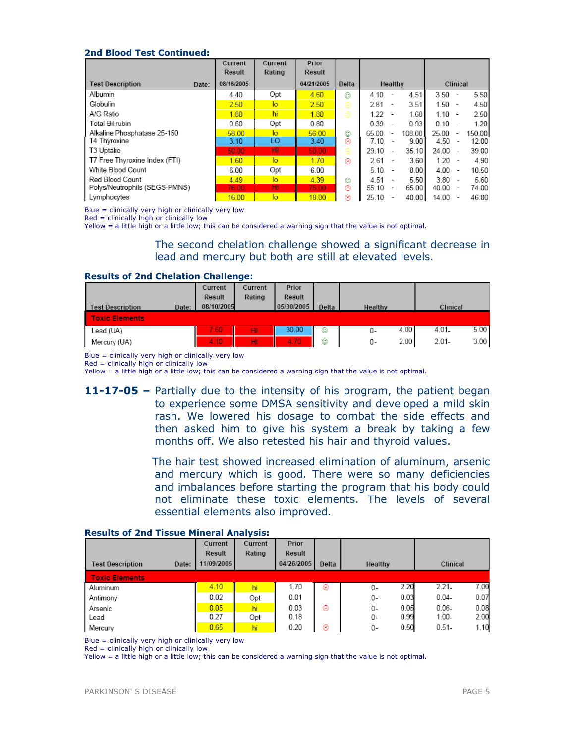**2nd Blood Test Continued:**

| Test Description | Date: | Current Result 08/16/2005 | Current Rating | Prior Result 04/21/2005 | Delta | Healthy | | | Clinical | | |
|---|---|---|---|---|---|---|---|---|---|---|---|
| Albumin | | 4.40 | Opt | 4.60 | ☺ | 4.10 | - | 4.51 | 3.50 | - | 5.50 |
| Globulin | | 2.50 | lo | 2.50 | ☺ | 2.81 | - | 3.51 | 1.50 | - | 4.50 |
| A/G Ratio | | 1.80 | hi | 1.80 | ☺ | 1.22 | - | 1.60 | 1.10 | - | 2.50 |
| Total Bilirubin | | 0.60 | Opt | 0.80 | | 0.39 | - | 0.93 | 0.10 | - | 1.20 |
| Alkaline Phosphatase 25-150 | | 58.00 | lo | 56.00 | ☺ | 65.00 | - | 108.00 | 25.00 | - | 150.00 |
| T4 Thyroxine | | 3.10 | LO | 3.40 | ☹ | 7.10 | - | 9.00 | 4.50 | - | 12.00 |
| T3 Uptake | | 50.00 | HI | 50.00 | ☺ | 29.10 | - | 35.10 | 24.00 | - | 39.00 |
| T7 Free Thyroxine Index (FTI) | | 1.60 | lo | 1.70 | ☹ | 2.61 | - | 3.60 | 1.20 | - | 4.90 |
| White Blood Count | | 6.00 | Opt | 6.00 | | 5.10 | - | 8.00 | 4.00 | - | 10.50 |
| Red Blood Count | | 4.49 | lo | 4.39 | ☺ | 4.51 | - | 5.50 | 3.80 | - | 5.60 |
| Polys/Neutrophils (SEGS-PMNS) | | 76.00 | HI | 75.00 | ☹ | 55.10 | - | 65.00 | 40.00 | - | 74.00 |
| Lymphocytes | | 16.00 | lo | 18.00 | ☹ | 25.10 | - | 40.00 | 14.00 | - | 46.00 |

Blue = clinically very high or clinically very low
Red = clinically high or clinically low
Yellow = a little high or a little low; this can be considered a warning sign that the value is not optimal.

The second chelation challenge showed a significant decrease in lead and mercury but both are still at elevated levels.

**Results of 2nd Chelation Challenge:**

| Test Description | Date: | Current Result 08/10/2005 | Current Rating | Prior Result 05/30/2005 | Delta | Healthy | | Clinical | |
|---|---|---|---|---|---|---|---|---|---|
| **Toxic Elements** | | | | | | | | | |
| Lead (UA) | | 7.60 | HI | 30.00 | ☺ | 0- | 4.00 | 4.01- | 5.00 |
| Mercury (UA) | | 4.10 | HI | 4.70 | ☺ | 0- | 2.00 | 2.01- | 3.00 |

Blue = clinically very high or clinically very low
Red = clinically high or clinically low
Yellow = a little high or a little low; this can be considered a warning sign that the value is not optimal.

**11-17-05 –** Partially due to the intensity of his program, the patient began to experience some DMSA sensitivity and developed a mild skin rash. We lowered his dosage to combat the side effects and then asked him to give his system a break by taking a few months off. We also retested his hair and thyroid values.

The hair test showed increased elimination of aluminum, arsenic and mercury which is good. There were so many deficiencies and imbalances before starting the program that his body could not eliminate these toxic elements. The levels of several essential elements also improved.

**Results of 2nd Tissue Mineral Analysis:**

| Test Description | Date: | Current Result 11/09/2005 | Current Rating | Prior Result 04/26/2005 | Delta | Healthy | | Clinical | |
|---|---|---|---|---|---|---|---|---|---|
| **Toxic Elements** | | | | | | | | | |
| Aluminum | | 4.10 | hi | 1.70 | ☹ | 0- | 2.20 | 2.21- | 7.00 |
| Antimony | | 0.02 | Opt | 0.01 | | 0- | 0.03 | 0.04- | 0.07 |
| Arsenic | | 0.05 | hi | 0.03 | ☹ | 0- | 0.05 | 0.06- | 0.08 |
| Lead | | 0.27 | Opt | 0.18 | | 0- | 0.99 | 1.00- | 2.00 |
| Mercury | | 0.65 | hi | 0.20 | ☹ | 0- | 0.50 | 0.51- | 1.10 |

Blue = clinically very high or clinically very low
Red = clinically high or clinically low
Yellow = a little high or a little low; this can be considered a warning sign that the value is not optimal.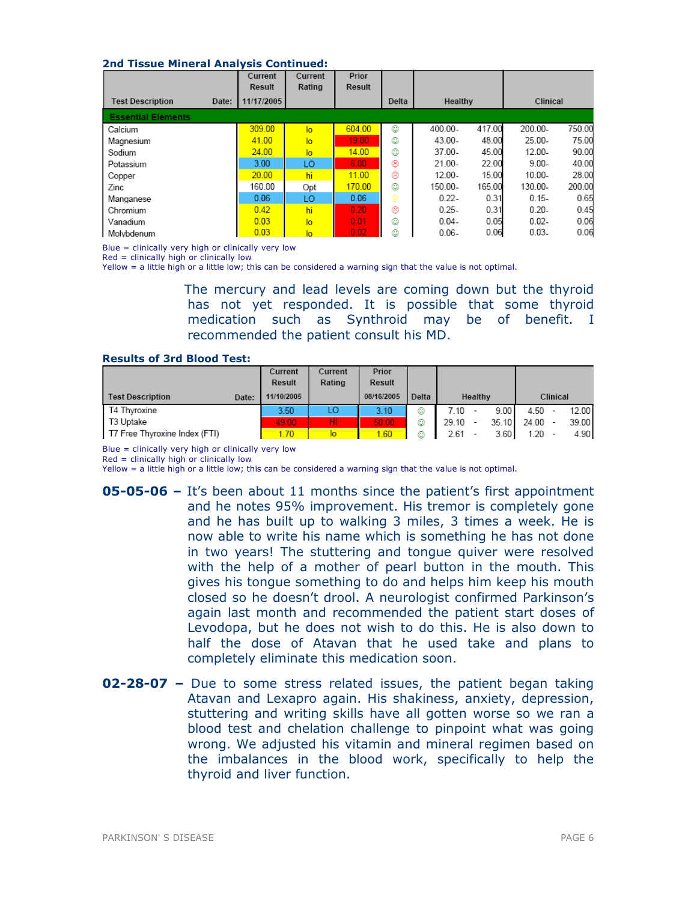**2nd Tissue Mineral Analysis Continued:**

| Test Description | Date: | Current Result 11/17/2005 | Current Rating | Prior Result | Delta | Healthy | | Clinical | |
|---|---|---|---|---|---|---|---|---|---|
| **Essential Elements** | | | | | | | | | |
| Calcium | | 309.00 | lo | 604.00 | ☺ | 400.00- | 417.00 | 200.00- | 750.00 |
| Magnesium | | 41.00 | lo | 19.00 | ☺ | 43.00- | 48.00 | 25.00- | 75.00 |
| Sodium | | 24.00 | lo | 14.00 | ☺ | 37.00- | 45.00 | 12.00- | 90.00 |
| Potassium | | 3.00 | LO | 6.00 | ☹ | 21.00- | 22.00 | 9.00- | 40.00 |
| Copper | | 20.00 | hi | 11.00 | ☹ | 12.00- | 15.00 | 10.00- | 28.00 |
| Zinc | | 160.00 | Opt | 170.00 | ☺ | 150.00- | 165.00 | 130.00- | 200.00 |
| Manganese | | 0.06 | LO | 0.06 | ☺ | 0.22- | 0.31 | 0.15- | 0.65 |
| Chromium | | 0.42 | hi | 0.20 | ☹ | 0.25- | 0.31 | 0.20- | 0.45 |
| Vanadium | | 0.03 | lo | 0.01 | ☺ | 0.04- | 0.05 | 0.02- | 0.06 |
| Molybdenum | | 0.03 | lo | 0.02 | ☺ | 0.06- | 0.06 | 0.03- | 0.06 |

Blue = clinically very high or clinically very low
Red = clinically high or clinically low
Yellow = a little high or a little low; this can be considered a warning sign that the value is not optimal.

The mercury and lead levels are coming down but the thyroid has not yet responded. It is possible that some thyroid medication such as Synthroid may be of benefit. I recommended the patient consult his MD.

**Results of 3rd Blood Test:**

| Test Description | Date: | Current Result 11/10/2005 | Current Rating | Prior Result 08/16/2005 | Delta | Healthy | | | Clinical | | |
|---|---|---|---|---|---|---|---|---|---|---|---|
| T4 Thyroxine | | 3.50 | LO | 3.10 | ☺ | 7.10 | - | 9.00 | 4.50 | - | 12.00 |
| T3 Uptake | | 49.00 | HI | 50.00 | ☺ | 29.10 | - | 35.10 | 24.00 | - | 39.00 |
| T7 Free Thyroxine Index (FTI) | | 1.70 | lo | 1.60 | ☺ | 2.61 | - | 3.60 | 1.20 | - | 4.90 |

Blue = clinically very high or clinically very low
Red = clinically high or clinically low
Yellow = a little high or a little low; this can be considered a warning sign that the value is not optimal.

**05-05-06 –** It's been about 11 months since the patient's first appointment and he notes 95% improvement. His tremor is completely gone and he has built up to walking 3 miles, 3 times a week. He is now able to write his name which is something he has not done in two years! The stuttering and tongue quiver were resolved with the help of a mother of pearl button in the mouth. This gives his tongue something to do and helps him keep his mouth closed so he doesn't drool. A neurologist confirmed Parkinson's again last month and recommended the patient start doses of Levodopa, but he does not wish to do this. He is also down to half the dose of Atavan that he used take and plans to completely eliminate this medication soon.

**02-28-07 –** Due to some stress related issues, the patient began taking Atavan and Lexapro again. His shakiness, anxiety, depression, stuttering and writing skills have all gotten worse so we ran a blood test and chelation challenge to pinpoint what was going wrong. We adjusted his vitamin and mineral regimen based on the imbalances in the blood work, specifically to help the thyroid and liver function.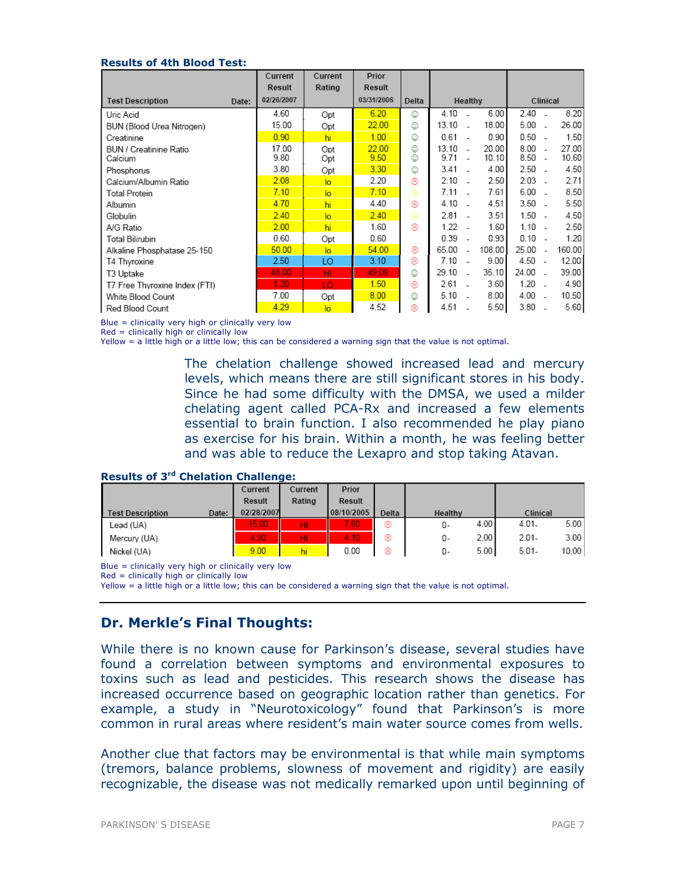**Results of 4th Blood Test:**

| Test Description Date: | Current Result 02/26/2007 | Current Rating | Prior Result 03/31/2006 | Delta | Healthy | Clinical |
|---|---|---|---|---|---|---|
| Uric Acid | 4.60 | Opt | 6.20 | ☺ | 4.10 - 6.00 | 2.40 - 8.20 |
| BUN (Blood Urea Nitrogen) | 15.00 | Opt | 22.00 | ☺ | 13.10 - 18.00 | 5.00 - 26.00 |
| Creatinine | 0.90 | hi | 1.00 | ☺ | 0.61 - 0.90 | 0.50 - 1.50 |
| BUN / Creatinine Ratio | 17.00 | Opt | 22.00 | ☺ | 13.10 - 20.00 | 8.00 - 27.00 |
| Calcium | 9.80 | Opt | 9.50 | ☺ | 9.71 - 10.10 | 8.50 - 10.60 |
| Phosphorus | 3.80 | Opt | 3.30 | ☺ | 3.41 - 4.00 | 2.50 - 4.50 |
| Calcium/Albumin Ratio | 2.08 | lo | 2.20 | ☹ | 2.10 - 2.50 | 2.03 - 2.71 |
| Total Protein | 7.10 | lo | 7.10 | ☺ | 7.11 - 7.61 | 6.00 - 8.50 |
| Albumin | 4.70 | hi | 4.40 | ☹ | 4.10 - 4.51 | 3.50 - 5.50 |
| Globulin | 2.40 | lo | 2.40 | ☺ | 2.81 - 3.51 | 1.50 - 4.50 |
| A/G Ratio | 2.00 | hi | 1.60 | ☹ | 1.22 - 1.60 | 1.10 - 2.50 |
| Total Bilirubin | 0.60 | Opt | 0.60 | | 0.39 - 0.93 | 0.10 - 1.20 |
| Alkaline Phosphatase 25-150 | 50.00 | lo | 54.00 | ☹ | 65.00 - 108.00 | 25.00 - 160.00 |
| T4 Thyroxine | 2.50 | LO | 3.10 | ☹ | 7.10 - 9.00 | 4.50 - 12.00 |
| T3 Uptake | 48.00 | HI | 49.00 | ☺ | 29.10 - 35.10 | 24.00 - 39.00 |
| T7 Free Thyroxine Index (FTI) | 1.20 | LO | 1.50 | ☹ | 2.61 - 3.60 | 1.20 - 4.90 |
| White Blood Count | 7.00 | Opt | 8.00 | ☺ | 5.10 - 8.00 | 4.00 - 10.50 |
| Red Blood Count | 4.29 | lo | 4.52 | ☹ | 4.51 - 5.50 | 3.80 - 5.60 |

Blue = clinically very high or clinically very low
Red = clinically high or clinically low
Yellow = a little high or a little low; this can be considered a warning sign that the value is not optimal.

The chelation challenge showed increased lead and mercury levels, which means there are still significant stores in his body. Since he had some difficulty with the DMSA, we used a milder chelating agent called PCA-Rx and increased a few elements essential to brain function. I also recommended he play piano as exercise for his brain. Within a month, he was feeling better and was able to reduce the Lexapro and stop taking Atavan.

**Results of 3rd Chelation Challenge:**

| Test Description Date: | Current Result 02/28/2007 | Current Rating | Prior Result 08/10/2005 | Delta | Healthy | Clinical |
|---|---|---|---|---|---|---|
| Lead (UA) | 15.00 | HI | 7.60 | ☹ | 0- 4.00 | 4.01- 5.00 |
| Mercury (UA) | 4.90 | HI | 4.10 | ☹ | 0- 2.00 | 2.01- 3.00 |
| Nickel (UA) | 9.00 | hi | 0.00 | ☹ | 0- 5.00 | 5.01- 10.00 |

Blue = clinically very high or clinically very low
Red = clinically high or clinically low
Yellow = a little high or a little low; this can be considered a warning sign that the value is not optimal.

## Dr. Merkle's Final Thoughts:

While there is no known cause for Parkinson's disease, several studies have found a correlation between symptoms and environmental exposures to toxins such as lead and pesticides. This research shows the disease has increased occurrence based on geographic location rather than genetics. For example, a study in "Neurotoxicology" found that Parkinson's is more common in rural areas where resident's main water source comes from wells.

Another clue that factors may be environmental is that while main symptoms (tremors, balance problems, slowness of movement and rigidity) are easily recognizable, the disease was not medically remarked upon until beginning of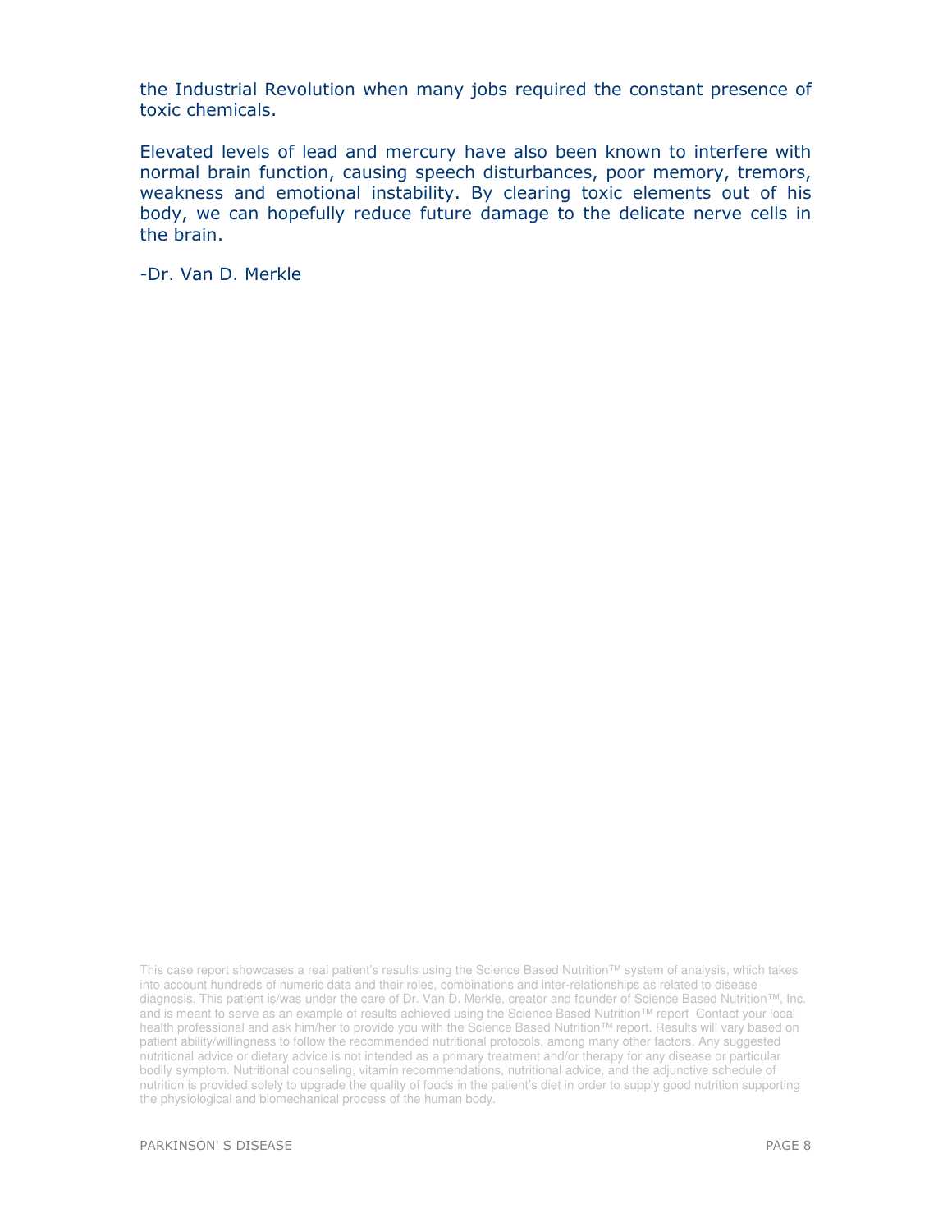the Industrial Revolution when many jobs required the constant presence of toxic chemicals.

Elevated levels of lead and mercury have also been known to interfere with normal brain function, causing speech disturbances, poor memory, tremors, weakness and emotional instability. By clearing toxic elements out of his body, we can hopefully reduce future damage to the delicate nerve cells in the brain.

-Dr. Van D. Merkle

This case report showcases a real patient's results using the Science Based Nutrition™ system of analysis, which takes into account hundreds of numeric data and their roles, combinations and inter-relationships as related to disease diagnosis. This patient is/was under the care of Dr. Van D. Merkle, creator and founder of Science Based Nutrition™, Inc. and is meant to serve as an example of results achieved using the Science Based Nutrition™ report Contact your local health professional and ask him/her to provide you with the Science Based Nutrition™ report. Results will vary based on patient ability/willingness to follow the recommended nutritional protocols, among many other factors. Any suggested nutritional advice or dietary advice is not intended as a primary treatment and/or therapy for any disease or particular bodily symptom. Nutritional counseling, vitamin recommendations, nutritional advice, and the adjunctive schedule of nutrition is provided solely to upgrade the quality of foods in the patient's diet in order to supply good nutrition supporting the physiological and biomechanical process of the human body.